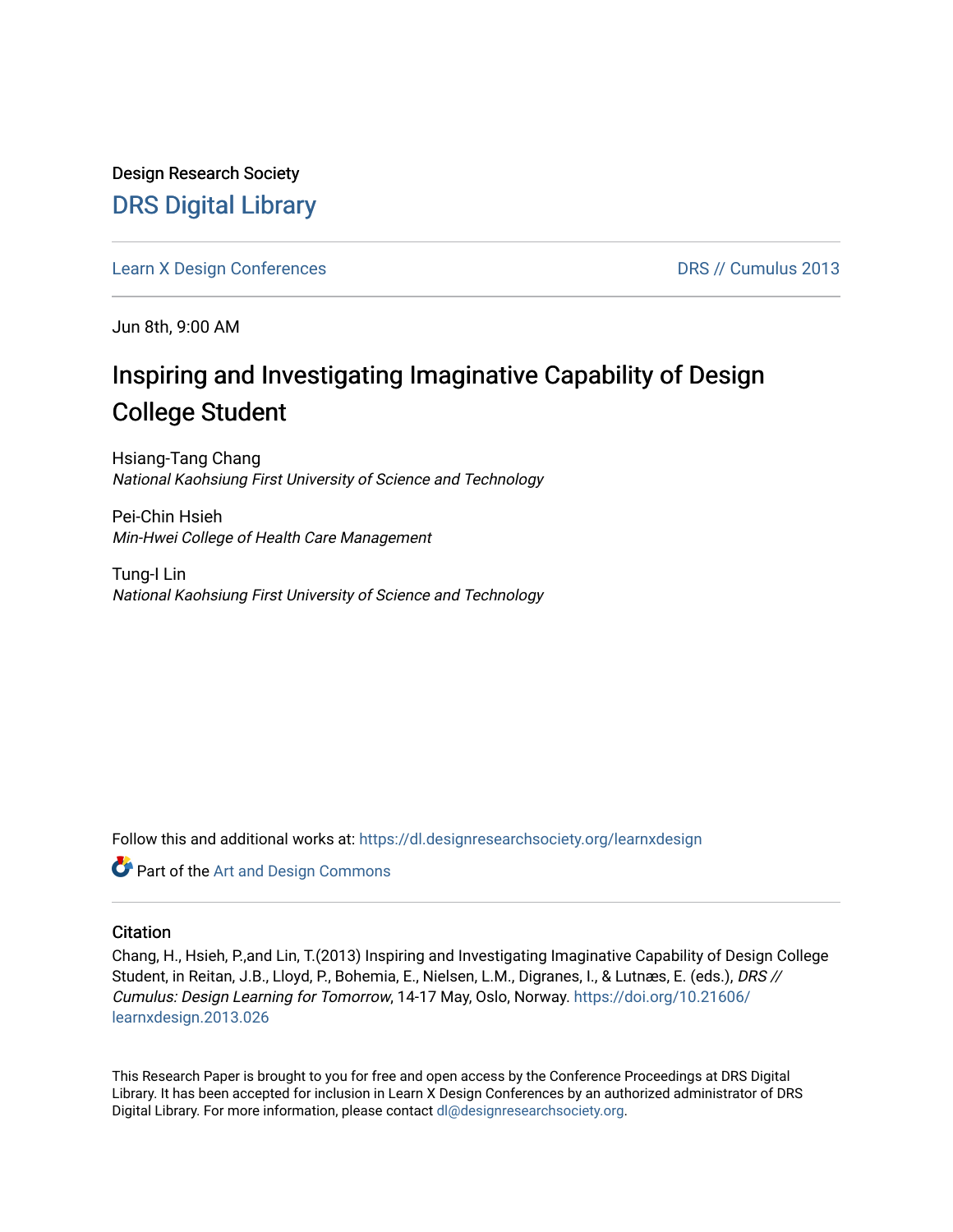Design Research Society

# DRS Digital Library

Learn X Design Conferences | DRS // Cumulus 2013

Jun 8th, 9:00 AM

## Inspiring and Investigating Imaginative Capability of Design College Student

Hsiang-Tang Chang
*National Kaohsiung First University of Science and Technology*

Pei-Chin Hsieh
*Min-Hwei College of Health Care Management*

Tung-I Lin
*National Kaohsiung First University of Science and Technology*

Follow this and additional works at: https://dl.designresearchsociety.org/learnxdesign

Part of the Art and Design Commons

### Citation

Chang, H., Hsieh, P.,and Lin, T.(2013) Inspiring and Investigating Imaginative Capability of Design College Student, in Reitan, J.B., Lloyd, P., Bohemia, E., Nielsen, L.M., Digranes, I., & Lutnæs, E. (eds.), *DRS // Cumulus: Design Learning for Tomorrow*, 14-17 May, Oslo, Norway. https://doi.org/10.21606/learnxdesign.2013.026

This Research Paper is brought to you for free and open access by the Conference Proceedings at DRS Digital Library. It has been accepted for inclusion in Learn X Design Conferences by an authorized administrator of DRS Digital Library. For more information, please contact dl@designresearchsociety.org.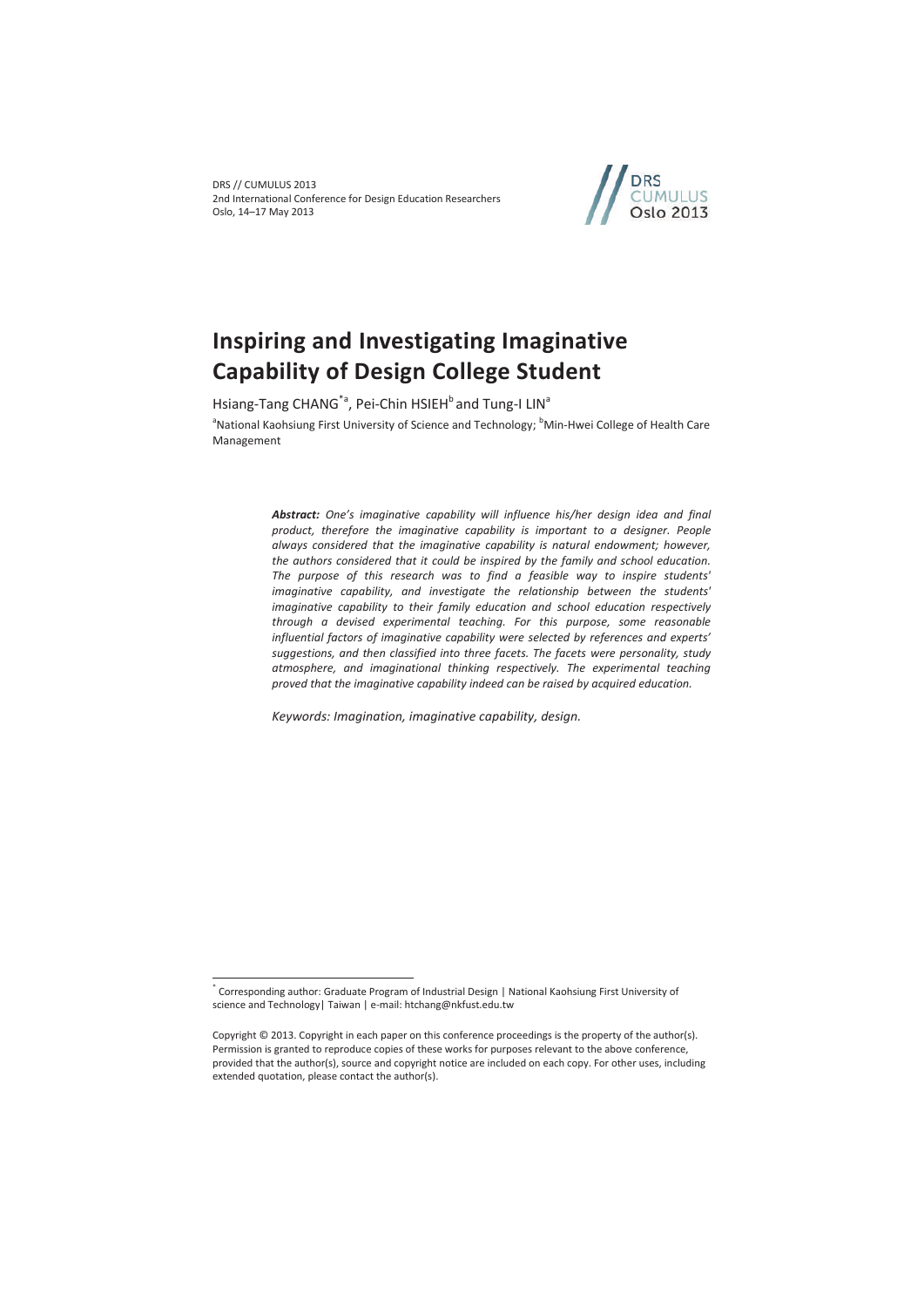# Inspiring and Investigating Imaginative Capability of Design College Student

Hsiang-Tang CHANG[*a], Pei-Chin HSIEH[b] and Tung-I LIN[a]

[a]National Kaohsiung First University of Science and Technology; [b]Min-Hwei College of Health Care Management

***Abstract:*** *One's imaginative capability will influence his/her design idea and final product, therefore the imaginative capability is important to a designer. People always considered that the imaginative capability is natural endowment; however, the authors considered that it could be inspired by the family and school education. The purpose of this research was to find a feasible way to inspire students' imaginative capability, and investigate the relationship between the students' imaginative capability to their family education and school education respectively through a devised experimental teaching. For this purpose, some reasonable influential factors of imaginative capability were selected by references and experts' suggestions, and then classified into three facets. The facets were personality, study atmosphere, and imaginational thinking respectively. The experimental teaching proved that the imaginative capability indeed can be raised by acquired education.*

*Keywords: Imagination, imaginative capability, design.*

---

[*] Corresponding author: Graduate Program of Industrial Design | National Kaohsiung First University of science and Technology| Taiwan | e-mail: htchang@nkfust.edu.tw

Copyright © 2013. Copyright in each paper on this conference proceedings is the property of the author(s). Permission is granted to reproduce copies of these works for purposes relevant to the above conference, provided that the author(s), source and copyright notice are included on each copy. For other uses, including extended quotation, please contact the author(s).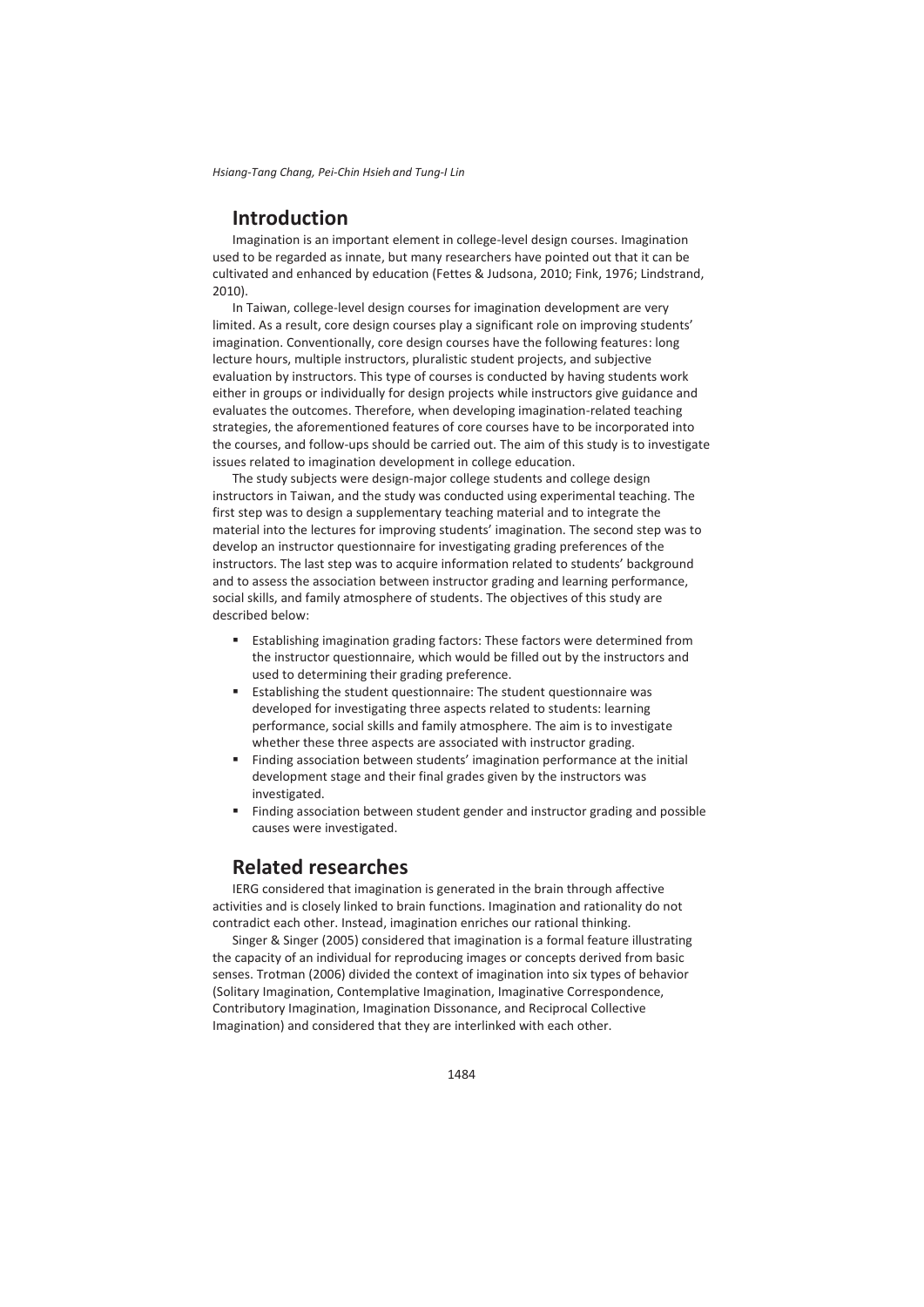## Introduction

Imagination is an important element in college-level design courses. Imagination used to be regarded as innate, but many researchers have pointed out that it can be cultivated and enhanced by education (Fettes & Judsona, 2010; Fink, 1976; Lindstrand, 2010).

In Taiwan, college-level design courses for imagination development are very limited. As a result, core design courses play a significant role on improving students' imagination. Conventionally, core design courses have the following features: long lecture hours, multiple instructors, pluralistic student projects, and subjective evaluation by instructors. This type of courses is conducted by having students work either in groups or individually for design projects while instructors give guidance and evaluates the outcomes. Therefore, when developing imagination-related teaching strategies, the aforementioned features of core courses have to be incorporated into the courses, and follow-ups should be carried out. The aim of this study is to investigate issues related to imagination development in college education.

The study subjects were design-major college students and college design instructors in Taiwan, and the study was conducted using experimental teaching. The first step was to design a supplementary teaching material and to integrate the material into the lectures for improving students' imagination. The second step was to develop an instructor questionnaire for investigating grading preferences of the instructors. The last step was to acquire information related to students' background and to assess the association between instructor grading and learning performance, social skills, and family atmosphere of students. The objectives of this study are described below:

- Establishing imagination grading factors: These factors were determined from the instructor questionnaire, which would be filled out by the instructors and used to determining their grading preference.
- Establishing the student questionnaire: The student questionnaire was developed for investigating three aspects related to students: learning performance, social skills and family atmosphere. The aim is to investigate whether these three aspects are associated with instructor grading.
- Finding association between students' imagination performance at the initial development stage and their final grades given by the instructors was investigated.
- Finding association between student gender and instructor grading and possible causes were investigated.

## Related researches

IERG considered that imagination is generated in the brain through affective activities and is closely linked to brain functions. Imagination and rationality do not contradict each other. Instead, imagination enriches our rational thinking.

Singer & Singer (2005) considered that imagination is a formal feature illustrating the capacity of an individual for reproducing images or concepts derived from basic senses. Trotman (2006) divided the context of imagination into six types of behavior (Solitary Imagination, Contemplative Imagination, Imaginative Correspondence, Contributory Imagination, Imagination Dissonance, and Reciprocal Collective Imagination) and considered that they are interlinked with each other.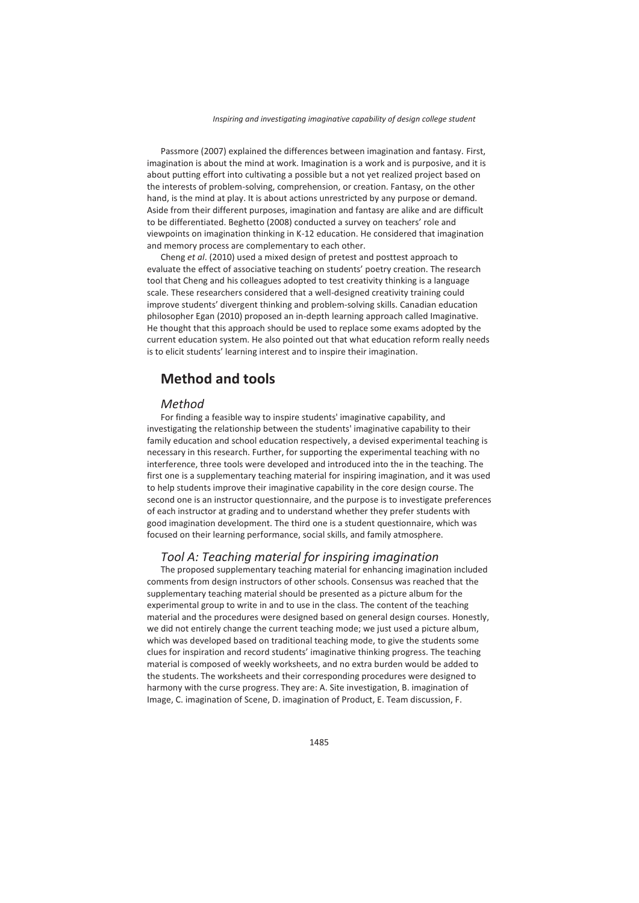Passmore (2007) explained the differences between imagination and fantasy. First, imagination is about the mind at work. Imagination is a work and is purposive, and it is about putting effort into cultivating a possible but a not yet realized project based on the interests of problem-solving, comprehension, or creation. Fantasy, on the other hand, is the mind at play. It is about actions unrestricted by any purpose or demand. Aside from their different purposes, imagination and fantasy are alike and are difficult to be differentiated. Beghetto (2008) conducted a survey on teachers' role and viewpoints on imagination thinking in K-12 education. He considered that imagination and memory process are complementary to each other.

Cheng *et al*. (2010) used a mixed design of pretest and posttest approach to evaluate the effect of associative teaching on students' poetry creation. The research tool that Cheng and his colleagues adopted to test creativity thinking is a language scale. These researchers considered that a well-designed creativity training could improve students' divergent thinking and problem-solving skills. Canadian education philosopher Egan (2010) proposed an in-depth learning approach called Imaginative. He thought that this approach should be used to replace some exams adopted by the current education system. He also pointed out that what education reform really needs is to elicit students' learning interest and to inspire their imagination.

## Method and tools

### *Method*

For finding a feasible way to inspire students' imaginative capability, and investigating the relationship between the students' imaginative capability to their family education and school education respectively, a devised experimental teaching is necessary in this research. Further, for supporting the experimental teaching with no interference, three tools were developed and introduced into the in the teaching. The first one is a supplementary teaching material for inspiring imagination, and it was used to help students improve their imaginative capability in the core design course. The second one is an instructor questionnaire, and the purpose is to investigate preferences of each instructor at grading and to understand whether they prefer students with good imagination development. The third one is a student questionnaire, which was focused on their learning performance, social skills, and family atmosphere.

### *Tool A: Teaching material for inspiring imagination*

The proposed supplementary teaching material for enhancing imagination included comments from design instructors of other schools. Consensus was reached that the supplementary teaching material should be presented as a picture album for the experimental group to write in and to use in the class. The content of the teaching material and the procedures were designed based on general design courses. Honestly, we did not entirely change the current teaching mode; we just used a picture album, which was developed based on traditional teaching mode, to give the students some clues for inspiration and record students' imaginative thinking progress. The teaching material is composed of weekly worksheets, and no extra burden would be added to the students. The worksheets and their corresponding procedures were designed to harmony with the curse progress. They are: A. Site investigation, B. imagination of Image, C. imagination of Scene, D. imagination of Product, E. Team discussion, F.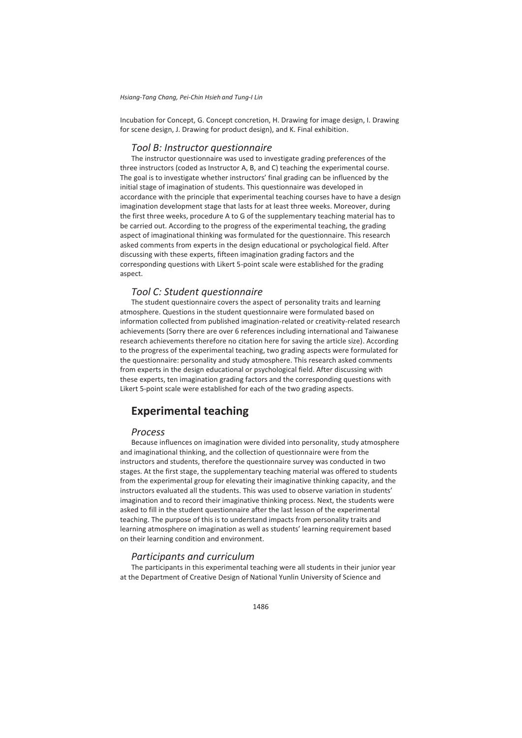Incubation for Concept, G. Concept concretion, H. Drawing for image design, I. Drawing for scene design, J. Drawing for product design), and K. Final exhibition.

### *Tool B: Instructor questionnaire*

The instructor questionnaire was used to investigate grading preferences of the three instructors (coded as Instructor A, B, and C) teaching the experimental course. The goal is to investigate whether instructors' final grading can be influenced by the initial stage of imagination of students. This questionnaire was developed in accordance with the principle that experimental teaching courses have to have a design imagination development stage that lasts for at least three weeks. Moreover, during the first three weeks, procedure A to G of the supplementary teaching material has to be carried out. According to the progress of the experimental teaching, the grading aspect of imaginational thinking was formulated for the questionnaire. This research asked comments from experts in the design educational or psychological field. After discussing with these experts, fifteen imagination grading factors and the corresponding questions with Likert 5-point scale were established for the grading aspect.

### *Tool C: Student questionnaire*

The student questionnaire covers the aspect of personality traits and learning atmosphere. Questions in the student questionnaire were formulated based on information collected from published imagination-related or creativity-related research achievements (Sorry there are over 6 references including international and Taiwanese research achievements therefore no citation here for saving the article size). According to the progress of the experimental teaching, two grading aspects were formulated for the questionnaire: personality and study atmosphere. This research asked comments from experts in the design educational or psychological field. After discussing with these experts, ten imagination grading factors and the corresponding questions with Likert 5-point scale were established for each of the two grading aspects.

## Experimental teaching

### *Process*

Because influences on imagination were divided into personality, study atmosphere and imaginational thinking, and the collection of questionnaire were from the instructors and students, therefore the questionnaire survey was conducted in two stages. At the first stage, the supplementary teaching material was offered to students from the experimental group for elevating their imaginative thinking capacity, and the instructors evaluated all the students. This was used to observe variation in students' imagination and to record their imaginative thinking process. Next, the students were asked to fill in the student questionnaire after the last lesson of the experimental teaching. The purpose of this is to understand impacts from personality traits and learning atmosphere on imagination as well as students' learning requirement based on their learning condition and environment.

### *Participants and curriculum*

The participants in this experimental teaching were all students in their junior year at the Department of Creative Design of National Yunlin University of Science and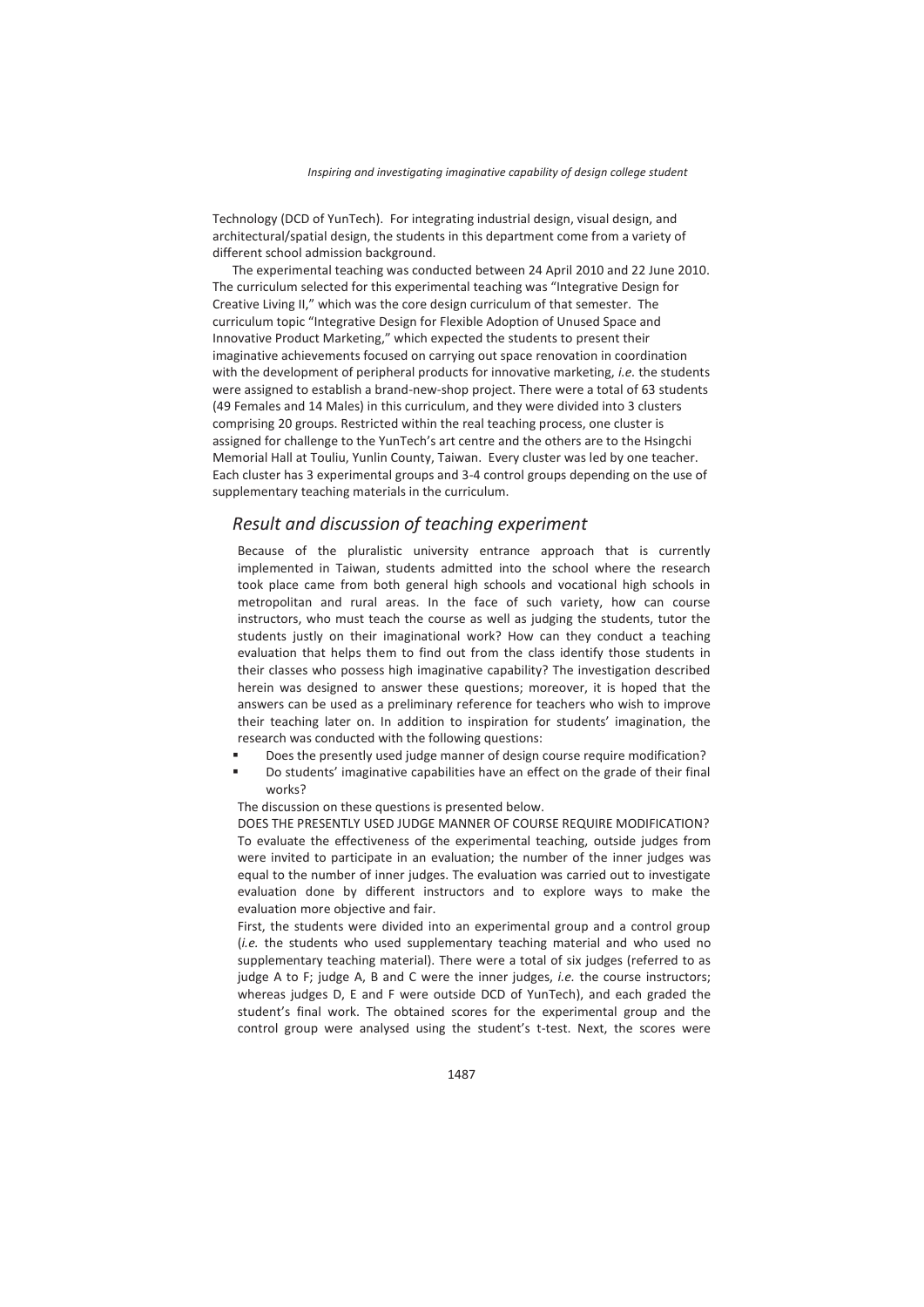Technology (DCD of YunTech). For integrating industrial design, visual design, and architectural/spatial design, the students in this department come from a variety of different school admission background.

The experimental teaching was conducted between 24 April 2010 and 22 June 2010. The curriculum selected for this experimental teaching was "Integrative Design for Creative Living II," which was the core design curriculum of that semester. The curriculum topic "Integrative Design for Flexible Adoption of Unused Space and Innovative Product Marketing," which expected the students to present their imaginative achievements focused on carrying out space renovation in coordination with the development of peripheral products for innovative marketing, *i.e.* the students were assigned to establish a brand-new-shop project. There were a total of 63 students (49 Females and 14 Males) in this curriculum, and they were divided into 3 clusters comprising 20 groups. Restricted within the real teaching process, one cluster is assigned for challenge to the YunTech's art centre and the others are to the Hsingchi Memorial Hall at Touliu, Yunlin County, Taiwan. Every cluster was led by one teacher. Each cluster has 3 experimental groups and 3-4 control groups depending on the use of supplementary teaching materials in the curriculum.

## *Result and discussion of teaching experiment*

Because of the pluralistic university entrance approach that is currently implemented in Taiwan, students admitted into the school where the research took place came from both general high schools and vocational high schools in metropolitan and rural areas. In the face of such variety, how can course instructors, who must teach the course as well as judging the students, tutor the students justly on their imaginational work? How can they conduct a teaching evaluation that helps them to find out from the class identify those students in their classes who possess high imaginative capability? The investigation described herein was designed to answer these questions; moreover, it is hoped that the answers can be used as a preliminary reference for teachers who wish to improve their teaching later on. In addition to inspiration for students' imagination, the research was conducted with the following questions:

- Does the presently used judge manner of design course require modification?
- Do students' imaginative capabilities have an effect on the grade of their final works?

The discussion on these questions is presented below.

DOES THE PRESENTLY USED JUDGE MANNER OF COURSE REQUIRE MODIFICATION?

To evaluate the effectiveness of the experimental teaching, outside judges from were invited to participate in an evaluation; the number of the inner judges was equal to the number of inner judges. The evaluation was carried out to investigate evaluation done by different instructors and to explore ways to make the evaluation more objective and fair.

First, the students were divided into an experimental group and a control group (*i.e.* the students who used supplementary teaching material and who used no supplementary teaching material). There were a total of six judges (referred to as judge A to F; judge A, B and C were the inner judges, *i.e.* the course instructors; whereas judges D, E and F were outside DCD of YunTech), and each graded the student's final work. The obtained scores for the experimental group and the control group were analysed using the student's t-test. Next, the scores were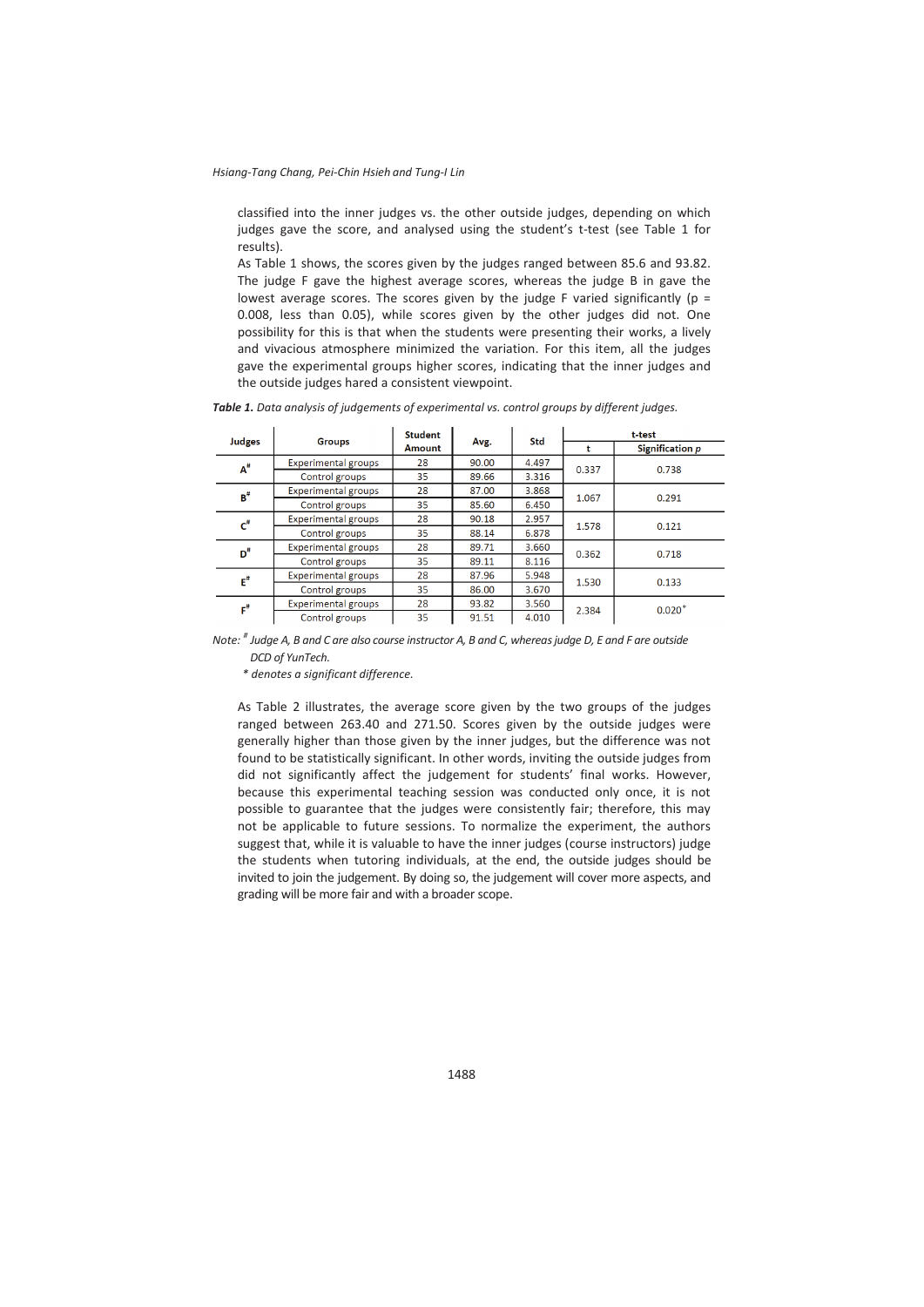classified into the inner judges vs. the other outside judges, depending on which judges gave the score, and analysed using the student's t-test (see Table 1 for results).

As Table 1 shows, the scores given by the judges ranged between 85.6 and 93.82. The judge F gave the highest average scores, whereas the judge B in gave the lowest average scores. The scores given by the judge F varied significantly ($p$ = 0.008, less than 0.05), while scores given by the other judges did not. One possibility for this is that when the students were presenting their works, a lively and vivacious atmosphere minimized the variation. For this item, all the judges gave the experimental groups higher scores, indicating that the inner judges and the outside judges hared a consistent viewpoint.

***Table 1.*** *Data analysis of judgements of experimental vs. control groups by different judges.*

| Judges | Groups | Student Amount | Avg. | Std | t-test | |
|---|---|---|---|---|---|---|
| | | | | | t | Signification $p$ |
| A# | Experimental groups | 28 | 90.00 | 4.497 | 0.337 | 0.738 |
| | Control groups | 35 | 89.66 | 3.316 | | |
| B# | Experimental groups | 28 | 87.00 | 3.868 | 1.067 | 0.291 |
| | Control groups | 35 | 85.60 | 6.450 | | |
| C# | Experimental groups | 28 | 90.18 | 2.957 | 1.578 | 0.121 |
| | Control groups | 35 | 88.14 | 6.878 | | |
| D# | Experimental groups | 28 | 89.71 | 3.660 | 0.362 | 0.718 |
| | Control groups | 35 | 89.11 | 8.116 | | |
| E# | Experimental groups | 28 | 87.96 | 5.948 | 1.530 | 0.133 |
| | Control groups | 35 | 86.00 | 3.670 | | |
| F# | Experimental groups | 28 | 93.82 | 3.560 | 2.384 | 0.020* |
| | Control groups | 35 | 91.51 | 4.010 | | |

*Note: # Judge A, B and C are also course instructor A, B and C, whereas judge D, E and F are outside DCD of YunTech.*

*\* denotes a significant difference.*

As Table 2 illustrates, the average score given by the two groups of the judges ranged between 263.40 and 271.50. Scores given by the outside judges were generally higher than those given by the inner judges, but the difference was not found to be statistically significant. In other words, inviting the outside judges from did not significantly affect the judgement for students' final works. However, because this experimental teaching session was conducted only once, it is not possible to guarantee that the judges were consistently fair; therefore, this may not be applicable to future sessions. To normalize the experiment, the authors suggest that, while it is valuable to have the inner judges (course instructors) judge the students when tutoring individuals, at the end, the outside judges should be invited to join the judgement. By doing so, the judgement will cover more aspects, and grading will be more fair and with a broader scope.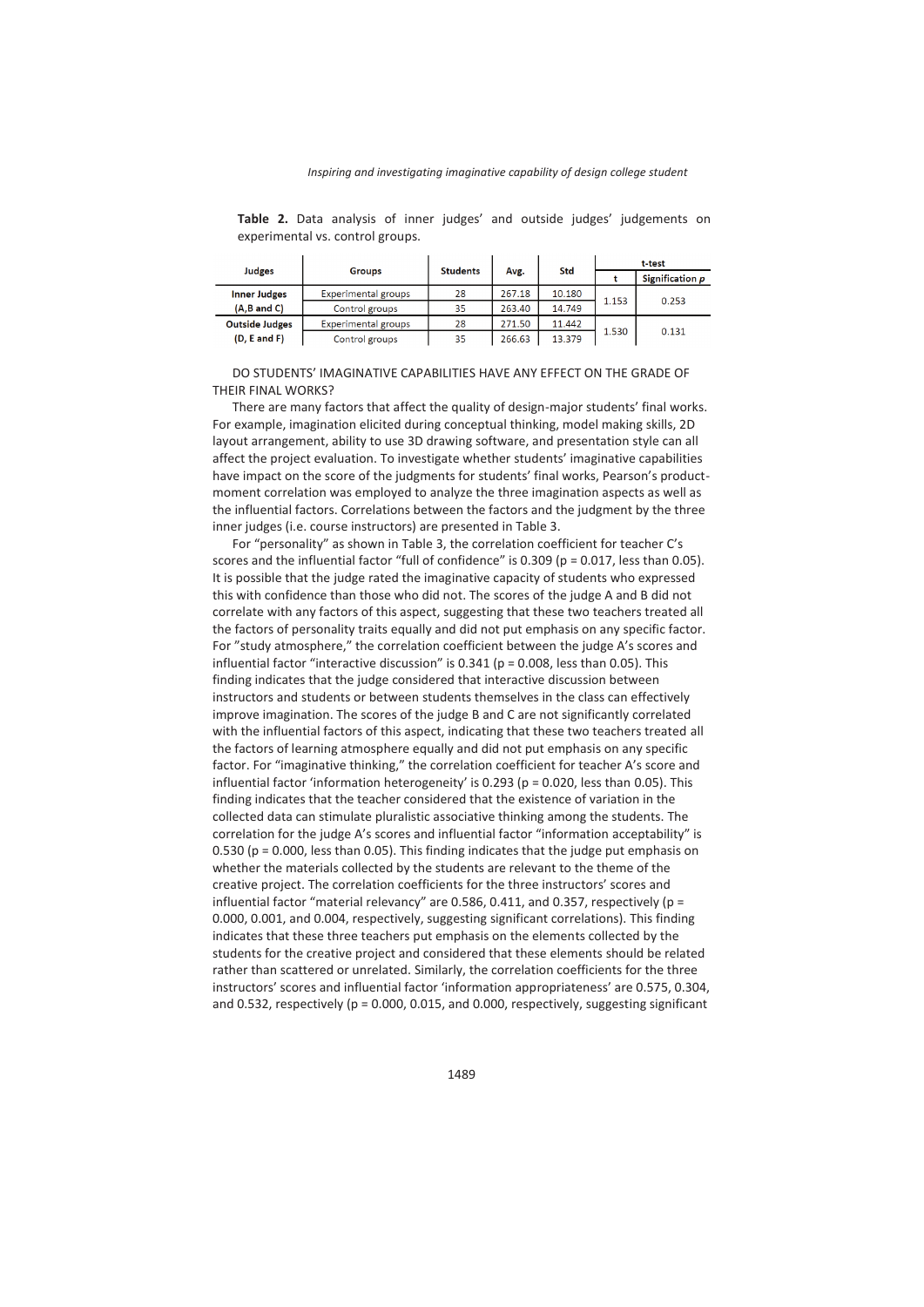**Table 2.** Data analysis of inner judges' and outside judges' judgements on experimental vs. control groups.

| Judges | Groups | Students | Avg. | Std | t-test | |
|---|---|---|---|---|---|---|
| | | | | | t | Signification *p* |
| Inner Judges (A,B and C) | Experimental groups | 28 | 267.18 | 10.180 | 1.153 | 0.253 |
| | Control groups | 35 | 263.40 | 14.749 | | |
| Outside Judges (D, E and F) | Experimental groups | 28 | 271.50 | 11.442 | 1.530 | 0.131 |
| | Control groups | 35 | 266.63 | 13.379 | | |

DO STUDENTS' IMAGINATIVE CAPABILITIES HAVE ANY EFFECT ON THE GRADE OF THEIR FINAL WORKS?

There are many factors that affect the quality of design-major students' final works. For example, imagination elicited during conceptual thinking, model making skills, 2D layout arrangement, ability to use 3D drawing software, and presentation style can all affect the project evaluation. To investigate whether students' imaginative capabilities have impact on the score of the judgments for students' final works, Pearson's product-moment correlation was employed to analyze the three imagination aspects as well as the influential factors. Correlations between the factors and the judgment by the three inner judges (i.e. course instructors) are presented in Table 3.

For "personality" as shown in Table 3, the correlation coefficient for teacher C's scores and the influential factor "full of confidence" is 0.309 ($p = 0.017$, less than 0.05). It is possible that the judge rated the imaginative capacity of students who expressed this with confidence than those who did not. The scores of the judge A and B did not correlate with any factors of this aspect, suggesting that these two teachers treated all the factors of personality traits equally and did not put emphasis on any specific factor. For "study atmosphere," the correlation coefficient between the judge A's scores and influential factor "interactive discussion" is 0.341 ($p = 0.008$, less than 0.05). This finding indicates that the judge considered that interactive discussion between instructors and students or between students themselves in the class can effectively improve imagination. The scores of the judge B and C are not significantly correlated with the influential factors of this aspect, indicating that these two teachers treated all the factors of learning atmosphere equally and did not put emphasis on any specific factor. For "imaginative thinking," the correlation coefficient for teacher A's score and influential factor 'information heterogeneity' is 0.293 ($p = 0.020$, less than 0.05). This finding indicates that the teacher considered that the existence of variation in the collected data can stimulate pluralistic associative thinking among the students. The correlation for the judge A's scores and influential factor "information acceptability" is 0.530 ($p = 0.000$, less than 0.05). This finding indicates that the judge put emphasis on whether the materials collected by the students are relevant to the theme of the creative project. The correlation coefficients for the three instructors' scores and influential factor "material relevancy" are 0.586, 0.411, and 0.357, respectively ($p$ = 0.000, 0.001, and 0.004, respectively, suggesting significant correlations). This finding indicates that these three teachers put emphasis on the elements collected by the students for the creative project and considered that these elements should be related rather than scattered or unrelated. Similarly, the correlation coefficients for the three instructors' scores and influential factor 'information appropriateness' are 0.575, 0.304, and 0.532, respectively ($p$ = 0.000, 0.015, and 0.000, respectively, suggesting significant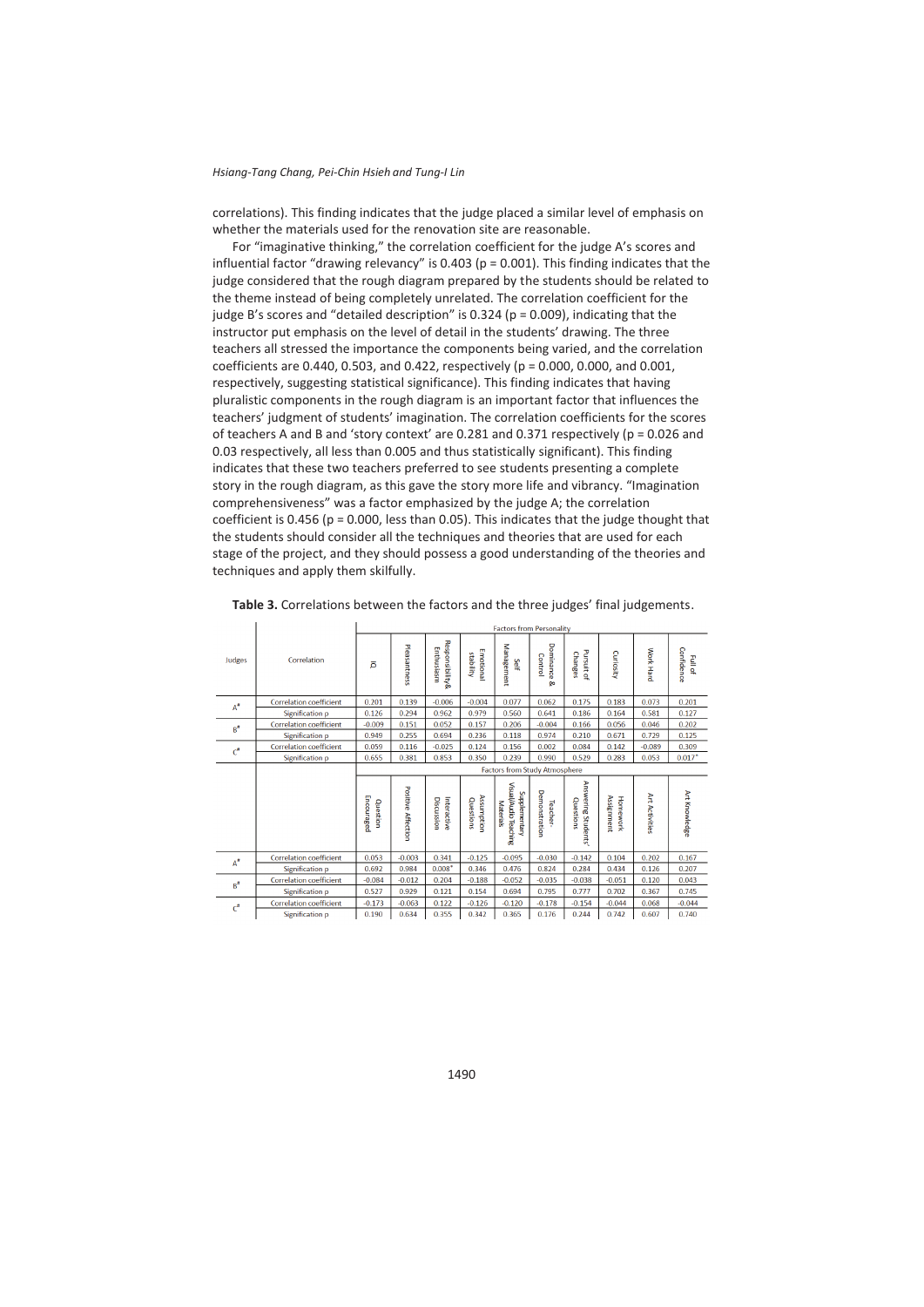correlations). This finding indicates that the judge placed a similar level of emphasis on whether the materials used for the renovation site are reasonable.

For "imaginative thinking," the correlation coefficient for the judge A's scores and influential factor "drawing relevancy" is 0.403 ($p = 0.001$). This finding indicates that the judge considered that the rough diagram prepared by the students should be related to the theme instead of being completely unrelated. The correlation coefficient for the judge B's scores and "detailed description" is 0.324 ($p = 0.009$), indicating that the instructor put emphasis on the level of detail in the students' drawing. The three teachers all stressed the importance the components being varied, and the correlation coefficients are 0.440, 0.503, and 0.422, respectively ($p$ = 0.000, 0.000, and 0.001, respectively, suggesting statistical significance). This finding indicates that having pluralistic components in the rough diagram is an important factor that influences the teachers' judgment of students' imagination. The correlation coefficients for the scores of teachers A and B and 'story context' are 0.281 and 0.371 respectively ($p$ = 0.026 and 0.03 respectively, all less than 0.005 and thus statistically significant). This finding indicates that these two teachers preferred to see students presenting a complete story in the rough diagram, as this gave the story more life and vibrancy. "Imagination comprehensiveness" was a factor emphasized by the judge A; the correlation coefficient is 0.456 ($p$ = 0.000, less than 0.05). This indicates that the judge thought that the students should consider all the techniques and theories that are used for each stage of the project, and they should possess a good understanding of the theories and techniques and apply them skilfully.

**Table 3.** Correlations between the factors and the three judges' final judgements.

| | | Factors from Personality | | | | | | | | | |
|---|---|---|---|---|---|---|---|---|---|---|---|
| Judges | Correlation | IQ | Pleasantness | Responsibility& Enthusiasm | Emotional stability | Self Management | Dominance & Control | Pursuit of Changes | Curiosity | Work Hard | Full of Confidence |
| A[#] | Correlation coefficient | 0.201 | 0.139 | -0.006 | -0.004 | 0.077 | 0.062 | 0.175 | 0.183 | 0.073 | 0.201 |
| | Signification p | 0.126 | 0.294 | 0.962 | 0.979 | 0.560 | 0.641 | 0.186 | 0.164 | 0.581 | 0.127 |
| B[#] | Correlation coefficient | -0.009 | 0.151 | 0.052 | 0.157 | 0.206 | -0.004 | 0.166 | 0.056 | 0.046 | 0.202 |
| | Signification p | 0.949 | 0.255 | 0.694 | 0.236 | 0.118 | 0.974 | 0.210 | 0.671 | 0.729 | 0.125 |
| C[#] | Correlation coefficient | 0.059 | 0.116 | -0.025 | 0.124 | 0.156 | 0.002 | 0.084 | 0.142 | -0.089 | 0.309 |
| | Signification p | 0.655 | 0.381 | 0.853 | 0.350 | 0.239 | 0.990 | 0.529 | 0.283 | 0.053 | 0.017* |
| | | Factors from Study Atmosphere | | | | | | | | | |
| | | Question Encouraged | Positive Affection | Interactive Discussion | Assumption Questions | Supplementary Visual/Audio Teaching Materials | Teacher-Demonstration | Answering Students' Questions | Homework Assignment | Art Activities | Art Knowledge |
| A[#] | Correlation coefficient | 0.053 | -0.003 | 0.341 | -0.125 | -0.095 | -0.030 | -0.142 | 0.104 | 0.202 | 0.167 |
| | Signification p | 0.692 | 0.984 | 0.008* | 0.346 | 0.476 | 0.824 | 0.284 | 0.434 | 0.126 | 0.207 |
| B[#] | Correlation coefficient | -0.084 | -0.012 | 0.204 | -0.188 | -0.052 | -0.035 | -0.038 | -0.051 | 0.120 | 0.043 |
| | Signification p | 0.527 | 0.929 | 0.121 | 0.154 | 0.694 | 0.795 | 0.777 | 0.702 | 0.367 | 0.745 |
| C[#] | Correlation coefficient | -0.173 | -0.063 | 0.122 | -0.126 | -0.120 | -0.178 | -0.154 | -0.044 | 0.068 | -0.044 |
| | Signification p | 0.190 | 0.634 | 0.355 | 0.342 | 0.365 | 0.176 | 0.244 | 0.742 | 0.607 | 0.740 |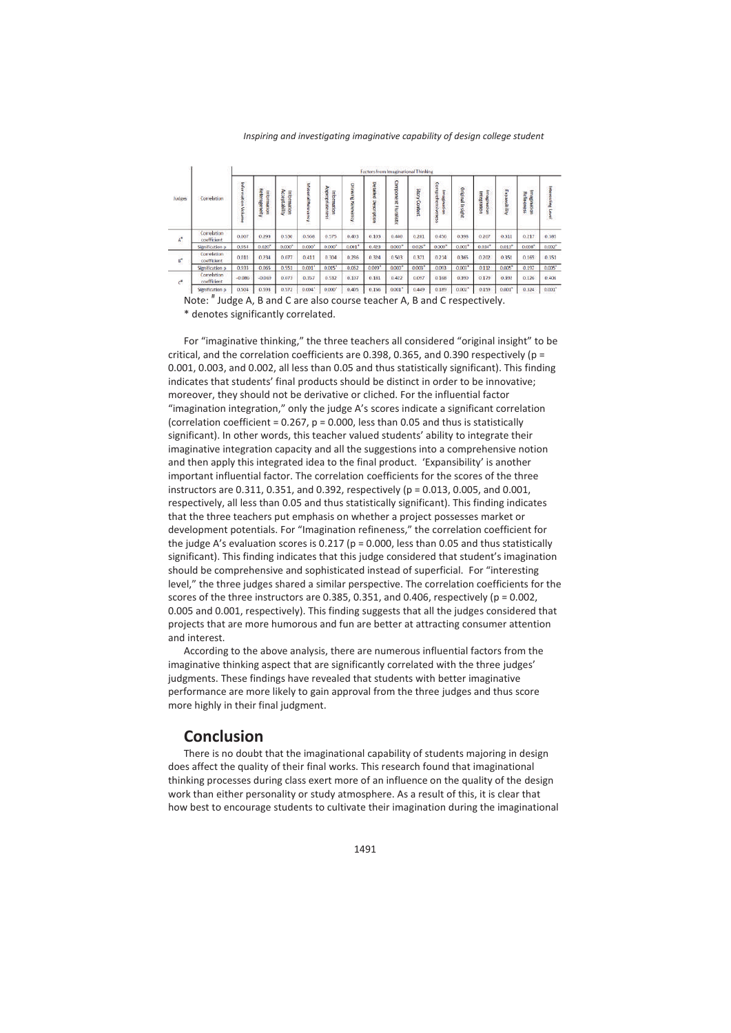| Judges | Correlation | Factors from Imaginational Thinking | | | | | | | | | | | | | | |
|---|---|---|---|---|---|---|---|---|---|---|---|---|---|---|---|---|
| | | Information Volume | Information Heterogeneity | Information Acceptability | Material Relevancy | Information Appropriateness | Drawing Relevancy | Detailed Description | Component Plurality | Story Context | Imagination Comprehensiveness | Original Insight | Imagination Integration | Expansibility | Imagination Refinement | Interesting Level |
| A# | Correlation coefficient | 0.007 | 0.293 | 0.530 | 0.568 | 0.575 | 0.403 | 0.103 | 0.440 | 0.281 | 0.456 | 0.398 | 0.267 | 0.311 | 0.217 | 0.385 |
| | Signification p | 0.954 | 0.020* | 0.000* | 0.000* | 0.000* | 0.001* | 0.423 | 0.000* | 0.026* | 0.000* | 0.001* | 0.034* | 0.013* | 0.008* | 0.002* |
| B# | Correlation coefficient | 0.011 | 0.234 | 0.077 | 0.411 | 0.304 | 0.236 | 0.324 | 0.503 | 0.371 | 0.214 | 0.365 | 0.202 | 0.351 | 0.165 | 0.351 |
| | Signification p | 0.931 | 0.065 | 0.551 | 0.001* | 0.015* | 0.062 | 0.009* | 0.000* | 0.003* | 0.093 | 0.003* | 0.112 | 0.005* | 0.197 | 0.005* |
| C# | Correlation coefficient | -0.086 | -0.069 | 0.073 | 0.357 | 0.532 | 0.107 | 0.181 | 0.422 | 0.097 | 0.168 | 0.390 | 0.179 | 0.392 | 0.126 | 0.406 |
| | Signification p | 0.504 | 0.591 | 0.572 | 0.004* | 0.000* | 0.405 | 0.156 | 0.001* | 0.449 | 0.189 | 0.002* | 0.159 | 0.001* | 0.324 | 0.001* |

Note: # Judge A, B and C are also course teacher A, B and C respectively.

\* denotes significantly correlated.

For "imaginative thinking," the three teachers all considered "original insight" to be critical, and the correlation coefficients are 0.398, 0.365, and 0.390 respectively ($p$ = 0.001, 0.003, and 0.002, all less than 0.05 and thus statistically significant). This finding indicates that students' final products should be distinct in order to be innovative; moreover, they should not be derivative or cliched. For the influential factor "imagination integration," only the judge A's scores indicate a significant correlation (correlation coefficient = 0.267, $p$ = 0.000, less than 0.05 and thus is statistically significant). In other words, this teacher valued students' ability to integrate their imaginative integration capacity and all the suggestions into a comprehensive notion and then apply this integrated idea to the final product. 'Expansibility' is another important influential factor. The correlation coefficients for the scores of the three instructors are 0.311, 0.351, and 0.392, respectively ($p$ = 0.013, 0.005, and 0.001, respectively, all less than 0.05 and thus statistically significant). This finding indicates that the three teachers put emphasis on whether a project possesses market or development potentials. For "Imagination refineness," the correlation coefficient for the judge A's evaluation scores is 0.217 ($p$ = 0.000, less than 0.05 and thus statistically significant). This finding indicates that this judge considered that student's imagination should be comprehensive and sophisticated instead of superficial. For "interesting level," the three judges shared a similar perspective. The correlation coefficients for the scores of the three instructors are 0.385, 0.351, and 0.406, respectively ($p$ = 0.002, 0.005 and 0.001, respectively). This finding suggests that all the judges considered that projects that are more humorous and fun are better at attracting consumer attention and interest.

According to the above analysis, there are numerous influential factors from the imaginative thinking aspect that are significantly correlated with the three judges' judgments. These findings have revealed that students with better imaginative performance are more likely to gain approval from the three judges and thus score more highly in their final judgment.

## Conclusion

There is no doubt that the imaginational capability of students majoring in design does affect the quality of their final works. This research found that imaginational thinking processes during class exert more of an influence on the quality of the design work than either personality or study atmosphere. As a result of this, it is clear that how best to encourage students to cultivate their imagination during the imaginational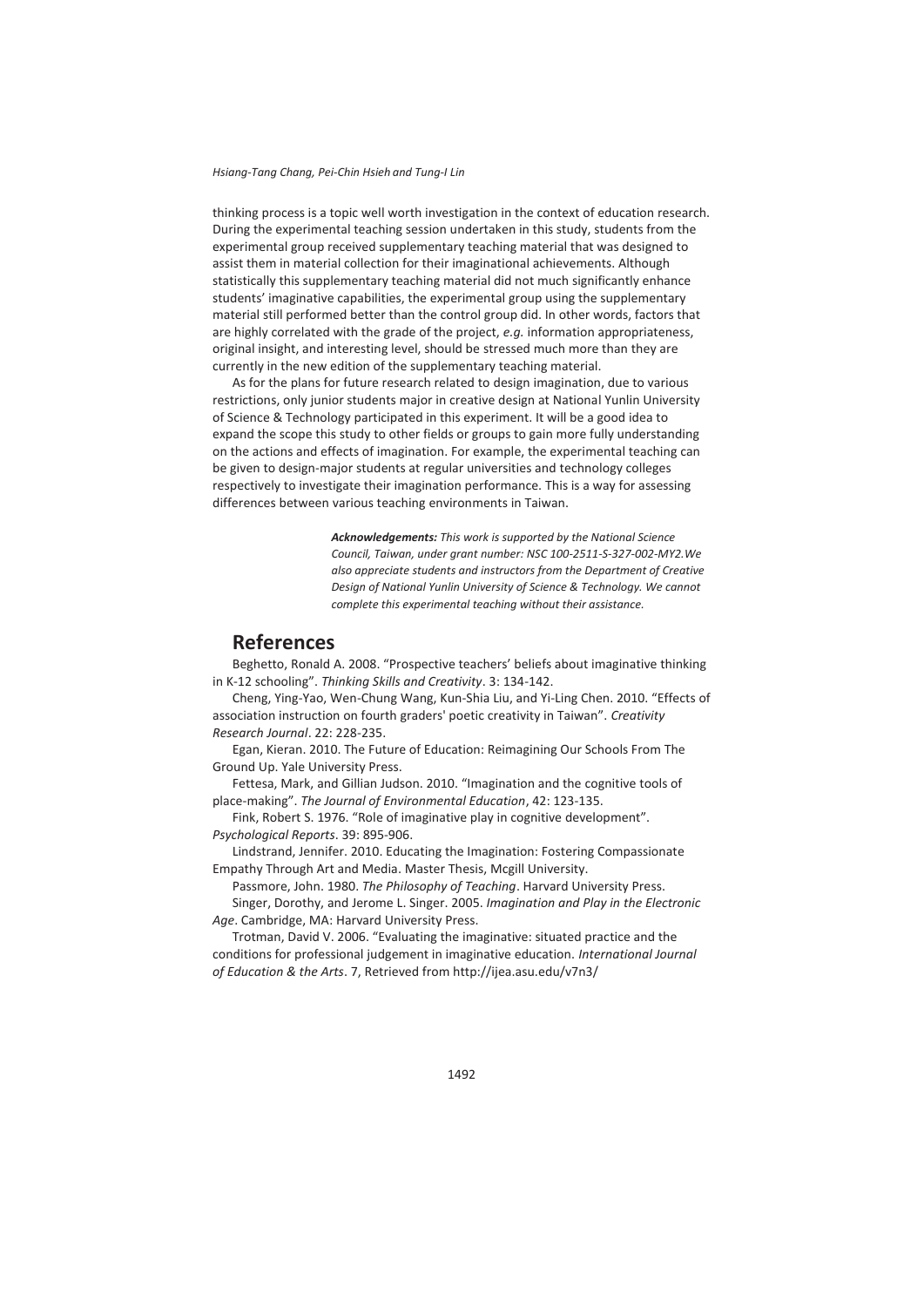thinking process is a topic well worth investigation in the context of education research. During the experimental teaching session undertaken in this study, students from the experimental group received supplementary teaching material that was designed to assist them in material collection for their imaginational achievements. Although statistically this supplementary teaching material did not much significantly enhance students' imaginative capabilities, the experimental group using the supplementary material still performed better than the control group did. In other words, factors that are highly correlated with the grade of the project, *e.g.* information appropriateness, original insight, and interesting level, should be stressed much more than they are currently in the new edition of the supplementary teaching material.

As for the plans for future research related to design imagination, due to various restrictions, only junior students major in creative design at National Yunlin University of Science & Technology participated in this experiment. It will be a good idea to expand the scope this study to other fields or groups to gain more fully understanding on the actions and effects of imagination. For example, the experimental teaching can be given to design-major students at regular universities and technology colleges respectively to investigate their imagination performance. This is a way for assessing differences between various teaching environments in Taiwan.

***Acknowledgements:*** *This work is supported by the National Science Council, Taiwan, under grant number: NSC 100-2511-S-327-002-MY2.We also appreciate students and instructors from the Department of Creative Design of National Yunlin University of Science & Technology. We cannot complete this experimental teaching without their assistance.*

## References

Beghetto, Ronald A. 2008. "Prospective teachers' beliefs about imaginative thinking in K-12 schooling". *Thinking Skills and Creativity*. 3: 134-142.

Cheng, Ying-Yao, Wen-Chung Wang, Kun-Shia Liu, and Yi-Ling Chen. 2010. "Effects of association instruction on fourth graders' poetic creativity in Taiwan". *Creativity Research Journal*. 22: 228-235.

Egan, Kieran. 2010. The Future of Education: Reimagining Our Schools From The Ground Up. Yale University Press.

Fettesa, Mark, and Gillian Judson. 2010. "Imagination and the cognitive tools of place-making". *The Journal of Environmental Education*, 42: 123-135.

Fink, Robert S. 1976. "Role of imaginative play in cognitive development". *Psychological Reports*. 39: 895-906.

Lindstrand, Jennifer. 2010. Educating the Imagination: Fostering Compassionate Empathy Through Art and Media. Master Thesis, Mcgill University.

Passmore, John. 1980. *The Philosophy of Teaching*. Harvard University Press.

Singer, Dorothy, and Jerome L. Singer. 2005. *Imagination and Play in the Electronic Age*. Cambridge, MA: Harvard University Press.

Trotman, David V. 2006. "Evaluating the imaginative: situated practice and the conditions for professional judgement in imaginative education. *International Journal of Education & the Arts*. 7, Retrieved from http://ijea.asu.edu/v7n3/